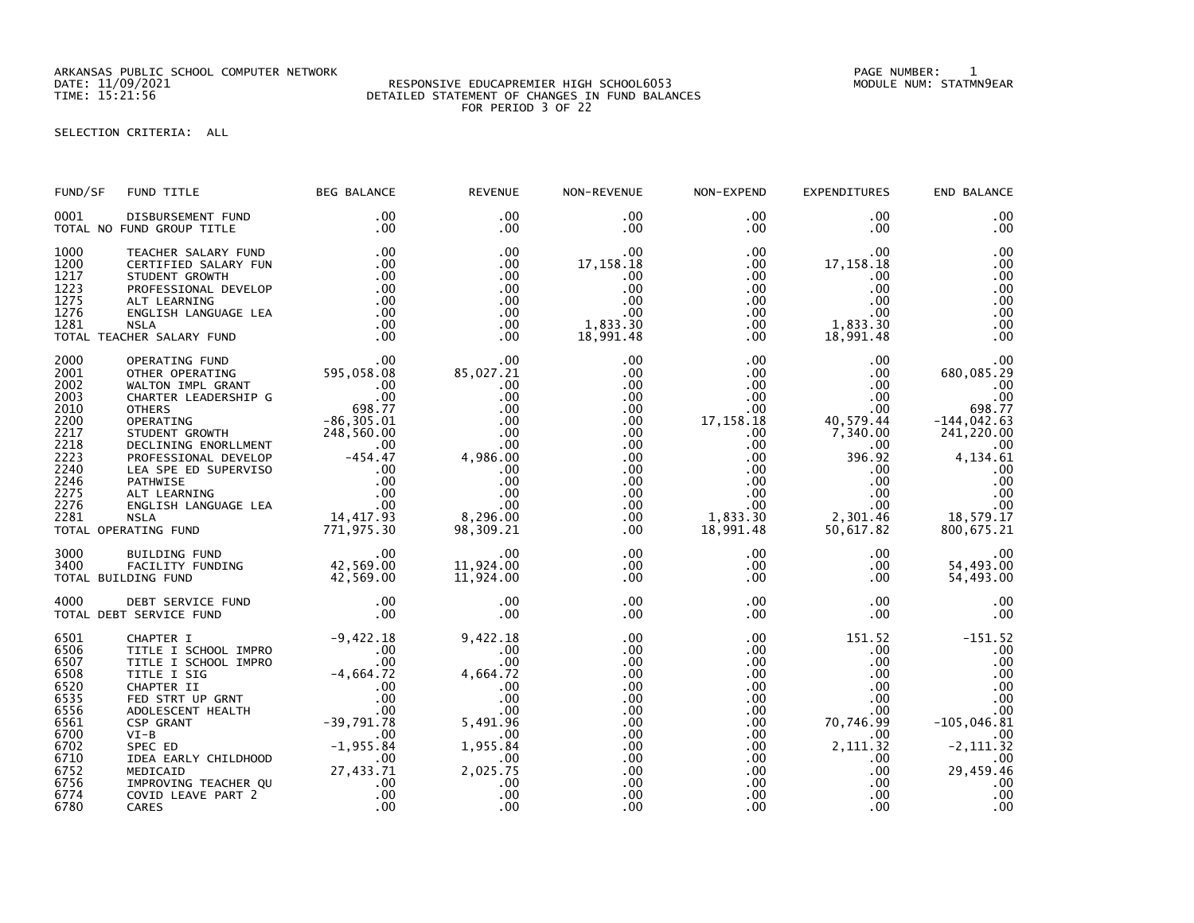ARKANSAS PUBLIC SCHOOL COMPUTER NETWORK
DATE: 11/09/2021
TIME: 15:21:56

RESPONSIVE EDUCAPREMIER HIGH SCHOOL6053
DETAILED STATEMENT OF CHANGES IN FUND BALANCES
FOR PERIOD 3 OF 22

PAGE NUMBER: 1
MODULE NUM: STATMN9EAR

SELECTION CRITERIA: ALL

| FUND/SF | FUND TITLE | BEG BALANCE | REVENUE | NON-REVENUE | NON-EXPEND | EXPENDITURES | END BALANCE |
|---|---|---|---|---|---|---|---|
| 0001 | DISBURSEMENT FUND | .00 | .00 | .00 | .00 | .00 | .00 |
| TOTAL NO FUND GROUP TITLE | | .00 | .00 | .00 | .00 | .00 | .00 |
| 1000 | TEACHER SALARY FUND | .00 | .00 | .00 | .00 | .00 | .00 |
| 1200 | CERTIFIED SALARY FUN | .00 | .00 | 17,158.18 | .00 | 17,158.18 | .00 |
| 1217 | STUDENT GROWTH | .00 | .00 | .00 | .00 | .00 | .00 |
| 1223 | PROFESSIONAL DEVELOP | .00 | .00 | .00 | .00 | .00 | .00 |
| 1275 | ALT LEARNING | .00 | .00 | .00 | .00 | .00 | .00 |
| 1276 | ENGLISH LANGUAGE LEA | .00 | .00 | .00 | .00 | .00 | .00 |
| 1281 | NSLA | .00 | .00 | 1,833.30 | .00 | 1,833.30 | .00 |
| TOTAL TEACHER SALARY FUND | | .00 | .00 | 18,991.48 | .00 | 18,991.48 | .00 |
| 2000 | OPERATING FUND | .00 | .00 | .00 | .00 | .00 | .00 |
| 2001 | OTHER OPERATING | 595,058.08 | 85,027.21 | .00 | .00 | .00 | 680,085.29 |
| 2002 | WALTON IMPL GRANT | .00 | .00 | .00 | .00 | .00 | .00 |
| 2003 | CHARTER LEADERSHIP G | .00 | .00 | .00 | .00 | .00 | .00 |
| 2010 | OTHERS | 698.77 | .00 | .00 | .00 | .00 | 698.77 |
| 2200 | OPERATING | -86,305.01 | .00 | .00 | 17,158.18 | 40,579.44 | -144,042.63 |
| 2217 | STUDENT GROWTH | 248,560.00 | .00 | .00 | .00 | 7,340.00 | 241,220.00 |
| 2218 | DECLINING ENORLLMENT | .00 | .00 | .00 | .00 | .00 | .00 |
| 2223 | PROFESSIONAL DEVELOP | -454.47 | 4,986.00 | .00 | .00 | 396.92 | 4,134.61 |
| 2240 | LEA SPE ED SUPERVISO | .00 | .00 | .00 | .00 | .00 | .00 |
| 2246 | PATHWISE | .00 | .00 | .00 | .00 | .00 | .00 |
| 2275 | ALT LEARNING | .00 | .00 | .00 | .00 | .00 | .00 |
| 2276 | ENGLISH LANGUAGE LEA | .00 | .00 | .00 | .00 | .00 | .00 |
| 2281 | NSLA | 14,417.93 | 8,296.00 | .00 | 1,833.30 | 2,301.46 | 18,579.17 |
| TOTAL OPERATING FUND | | 771,975.30 | 98,309.21 | .00 | 18,991.48 | 50,617.82 | 800,675.21 |
| 3000 | BUILDING FUND | .00 | .00 | .00 | .00 | .00 | .00 |
| 3400 | FACILITY FUNDING | 42,569.00 | 11,924.00 | .00 | .00 | .00 | 54,493.00 |
| TOTAL BUILDING FUND | | 42,569.00 | 11,924.00 | .00 | .00 | .00 | 54,493.00 |
| 4000 | DEBT SERVICE FUND | .00 | .00 | .00 | .00 | .00 | .00 |
| TOTAL DEBT SERVICE FUND | | .00 | .00 | .00 | .00 | .00 | .00 |
| 6501 | CHAPTER I | -9,422.18 | 9,422.18 | .00 | .00 | 151.52 | -151.52 |
| 6506 | TITLE I SCHOOL IMPRO | .00 | .00 | .00 | .00 | .00 | .00 |
| 6507 | TITLE I SCHOOL IMPRO | .00 | .00 | .00 | .00 | .00 | .00 |
| 6508 | TITLE I SIG | -4,664.72 | 4,664.72 | .00 | .00 | .00 | .00 |
| 6520 | CHAPTER II | .00 | .00 | .00 | .00 | .00 | .00 |
| 6535 | FED STRT UP GRNT | .00 | .00 | .00 | .00 | .00 | .00 |
| 6556 | ADOLESCENT HEALTH | .00 | .00 | .00 | .00 | .00 | .00 |
| 6561 | CSP GRANT | -39,791.78 | 5,491.96 | .00 | .00 | 70,746.99 | -105,046.81 |
| 6700 | VI-B | .00 | .00 | .00 | .00 | .00 | .00 |
| 6702 | SPEC ED | -1,955.84 | 1,955.84 | .00 | .00 | 2,111.32 | -2,111.32 |
| 6710 | IDEA EARLY CHILDHOOD | .00 | .00 | .00 | .00 | .00 | .00 |
| 6752 | MEDICAID | 27,433.71 | 2,025.75 | .00 | .00 | .00 | 29,459.46 |
| 6756 | IMPROVING TEACHER QU | .00 | .00 | .00 | .00 | .00 | .00 |
| 6774 | COVID LEAVE PART 2 | .00 | .00 | .00 | .00 | .00 | .00 |
| 6780 | CARES | .00 | .00 | .00 | .00 | .00 | .00 |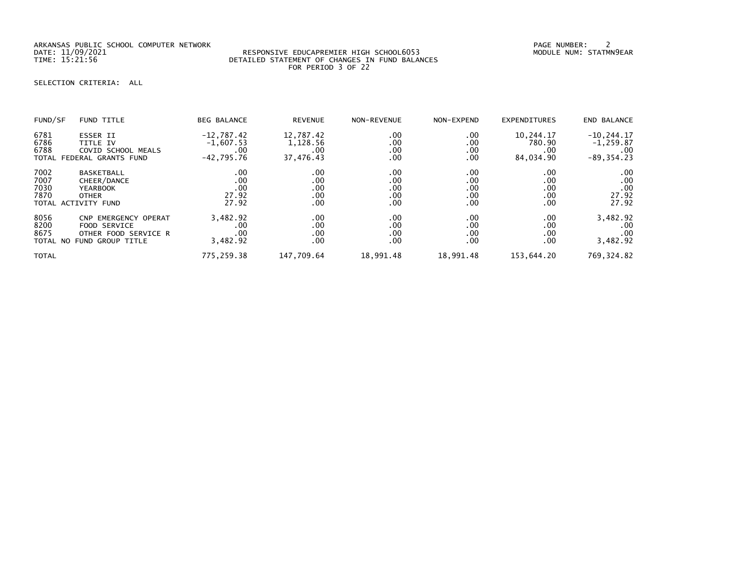ARKANSAS PUBLIC SCHOOL COMPUTER NETWORK
DATE: 11/09/2021
TIME: 15:21:56

RESPONSIVE EDUCAPREMIER HIGH SCHOOL6053
DETAILED STATEMENT OF CHANGES IN FUND BALANCES
FOR PERIOD 3 OF 22

PAGE NUMBER: 2
MODULE NUM: STATMN9EAR

SELECTION CRITERIA: ALL

| FUND/SF | FUND TITLE | BEG BALANCE | REVENUE | NON-REVENUE | NON-EXPEND | EXPENDITURES | END BALANCE |
|---|---|---|---|---|---|---|---|
| 6781 | ESSER II | -12,787.42 | 12,787.42 | .00 | .00 | 10,244.17 | -10,244.17 |
| 6786 | TITLE IV | -1,607.53 | 1,128.56 | .00 | .00 | 780.90 | -1,259.87 |
| 6788 | COVID SCHOOL MEALS | .00 | .00 | .00 | .00 | .00 | .00 |
| TOTAL FEDERAL GRANTS FUND | | -42,795.76 | 37,476.43 | .00 | .00 | 84,034.90 | -89,354.23 |
| 7002 | BASKETBALL | .00 | .00 | .00 | .00 | .00 | .00 |
| 7007 | CHEER/DANCE | .00 | .00 | .00 | .00 | .00 | .00 |
| 7030 | YEARBOOK | .00 | .00 | .00 | .00 | .00 | .00 |
| 7870 | OTHER | 27.92 | .00 | .00 | .00 | .00 | 27.92 |
| TOTAL ACTIVITY FUND | | 27.92 | .00 | .00 | .00 | .00 | 27.92 |
| 8056 | CNP EMERGENCY OPERAT | 3,482.92 | .00 | .00 | .00 | .00 | 3,482.92 |
| 8200 | FOOD SERVICE | .00 | .00 | .00 | .00 | .00 | .00 |
| 8675 | OTHER FOOD SERVICE R | .00 | .00 | .00 | .00 | .00 | .00 |
| TOTAL NO FUND GROUP TITLE | | 3,482.92 | .00 | .00 | .00 | .00 | 3,482.92 |
| TOTAL | | 775,259.38 | 147,709.64 | 18,991.48 | 18,991.48 | 153,644.20 | 769,324.82 |